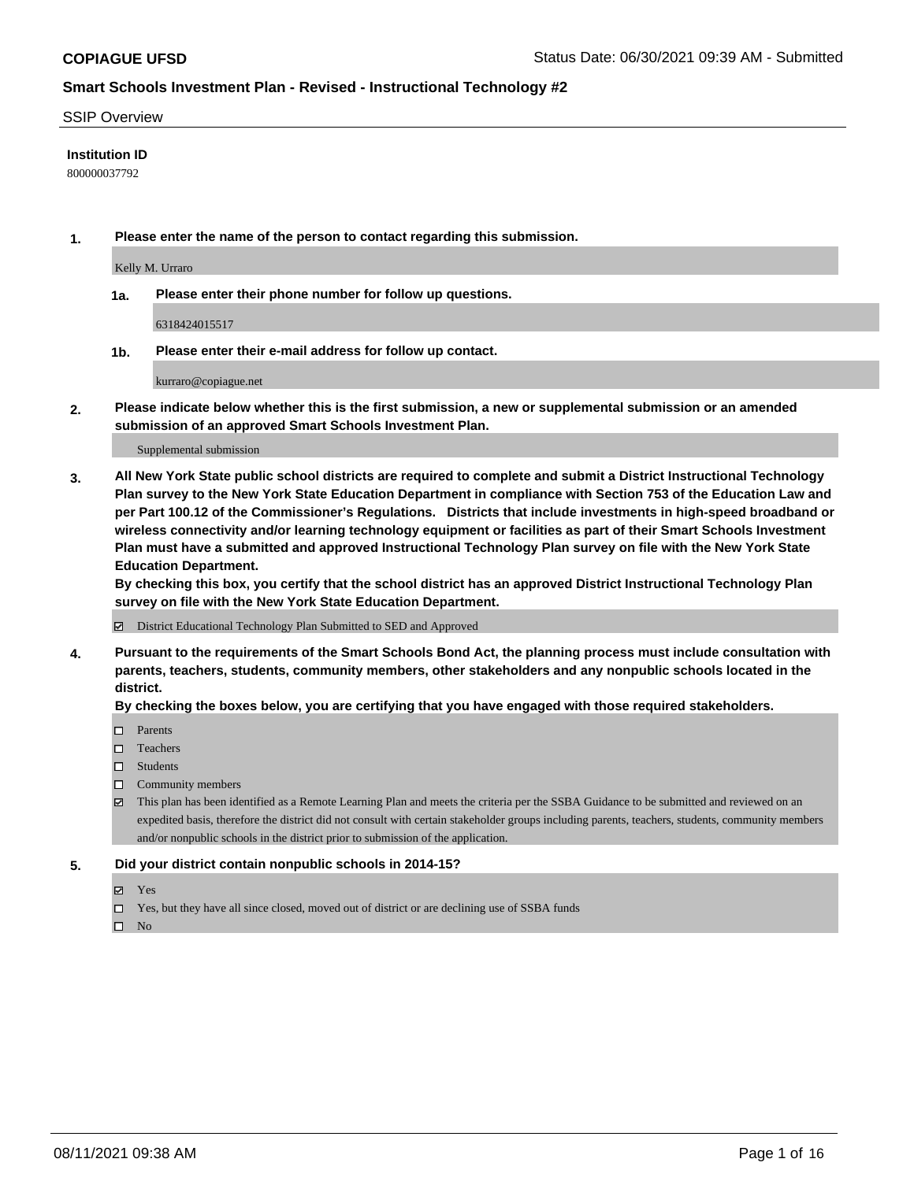**COPIAGUE UFSD** Status Date: 06/30/2021 09:39 AM - Submitted

## Smart Schools Investment Plan - Revised - Instructional Technology #2

SSIP Overview

**Institution ID**

800000037792

**1. Please enter the name of the person to contact regarding this submission.**

Kelly M. Urraro

**1a. Please enter their phone number for follow up questions.**

6318424015517

**1b. Please enter their e-mail address for follow up contact.**

kurraro@copiague.net

**2. Please indicate below whether this is the first submission, a new or supplemental submission or an amended submission of an approved Smart Schools Investment Plan.**

Supplemental submission

**3. All New York State public school districts are required to complete and submit a District Instructional Technology Plan survey to the New York State Education Department in compliance with Section 753 of the Education Law and per Part 100.12 of the Commissioner's Regulations. Districts that include investments in high-speed broadband or wireless connectivity and/or learning technology equipment or facilities as part of their Smart Schools Investment Plan must have a submitted and approved Instructional Technology Plan survey on file with the New York State Education Department.**
**By checking this box, you certify that the school district has an approved District Instructional Technology Plan survey on file with the New York State Education Department.**

- [x] District Educational Technology Plan Submitted to SED and Approved

**4. Pursuant to the requirements of the Smart Schools Bond Act, the planning process must include consultation with parents, teachers, students, community members, other stakeholders and any nonpublic schools located in the district.**
**By checking the boxes below, you are certifying that you have engaged with those required stakeholders.**

- [ ] Parents
- [ ] Teachers
- [ ] Students
- [ ] Community members
- [x] This plan has been identified as a Remote Learning Plan and meets the criteria per the SSBA Guidance to be submitted and reviewed on an expedited basis, therefore the district did not consult with certain stakeholder groups including parents, teachers, students, community members and/or nonpublic schools in the district prior to submission of the application.

**5. Did your district contain nonpublic schools in 2014-15?**

- [x] Yes
- [ ] Yes, but they have all since closed, moved out of district or are declining use of SSBA funds
- [ ] No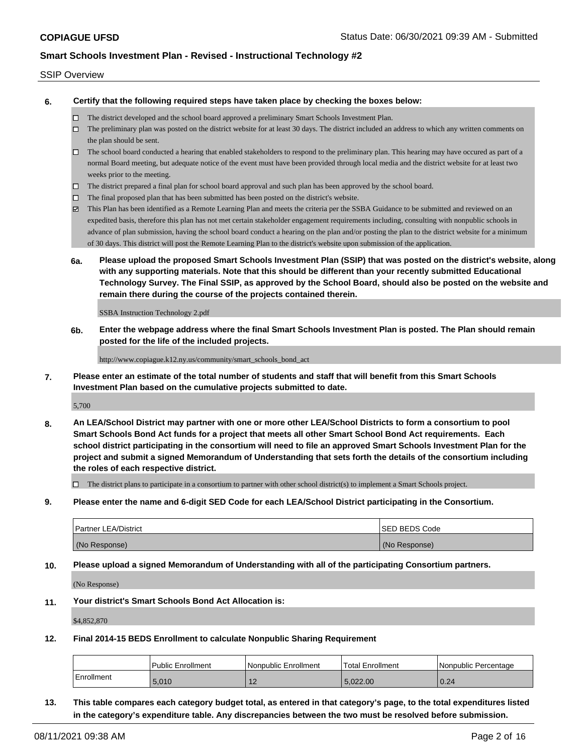SSIP Overview

**6. Certify that the following required steps have taken place by checking the boxes below:**

- ☐ The district developed and the school board approved a preliminary Smart Schools Investment Plan.
- ☐ The preliminary plan was posted on the district website for at least 30 days. The district included an address to which any written comments on the plan should be sent.
- ☐ The school board conducted a hearing that enabled stakeholders to respond to the preliminary plan. This hearing may have occured as part of a normal Board meeting, but adequate notice of the event must have been provided through local media and the district website for at least two weeks prior to the meeting.
- ☐ The district prepared a final plan for school board approval and such plan has been approved by the school board.
- ☐ The final proposed plan that has been submitted has been posted on the district's website.
- ☑ This Plan has been identified as a Remote Learning Plan and meets the criteria per the SSBA Guidance to be submitted and reviewed on an expedited basis, therefore this plan has not met certain stakeholder engagement requirements including, consulting with nonpublic schools in advance of plan submission, having the school board conduct a hearing on the plan and/or posting the plan to the district website for a minimum of 30 days. This district will post the Remote Learning Plan to the district's website upon submission of the application.

**6a. Please upload the proposed Smart Schools Investment Plan (SSIP) that was posted on the district's website, along with any supporting materials. Note that this should be different than your recently submitted Educational Technology Survey. The Final SSIP, as approved by the School Board, should also be posted on the website and remain there during the course of the projects contained therein.**

SSBA Instruction Technology 2.pdf

**6b. Enter the webpage address where the final Smart Schools Investment Plan is posted. The Plan should remain posted for the life of the included projects.**

http://www.copiague.k12.ny.us/community/smart_schools_bond_act

**7. Please enter an estimate of the total number of students and staff that will benefit from this Smart Schools Investment Plan based on the cumulative projects submitted to date.**

5,700

**8. An LEA/School District may partner with one or more other LEA/School Districts to form a consortium to pool Smart Schools Bond Act funds for a project that meets all other Smart School Bond Act requirements. Each school district participating in the consortium will need to file an approved Smart Schools Investment Plan for the project and submit a signed Memorandum of Understanding that sets forth the details of the consortium including the roles of each respective district.**

- ☐ The district plans to participate in a consortium to partner with other school district(s) to implement a Smart Schools project.

**9. Please enter the name and 6-digit SED Code for each LEA/School District participating in the Consortium.**

| Partner LEA/District | SED BEDS Code |
| --- | --- |
| (No Response) | (No Response) |

**10. Please upload a signed Memorandum of Understanding with all of the participating Consortium partners.**

(No Response)

**11. Your district's Smart Schools Bond Act Allocation is:**

$4,852,870

**12. Final 2014-15 BEDS Enrollment to calculate Nonpublic Sharing Requirement**

| | Public Enrollment | Nonpublic Enrollment | Total Enrollment | Nonpublic Percentage |
| --- | --- | --- | --- | --- |
| Enrollment | 5,010 | 12 | 5,022.00 | 0.24 |

**13. This table compares each category budget total, as entered in that category's page, to the total expenditures listed in the category's expenditure table. Any discrepancies between the two must be resolved before submission.**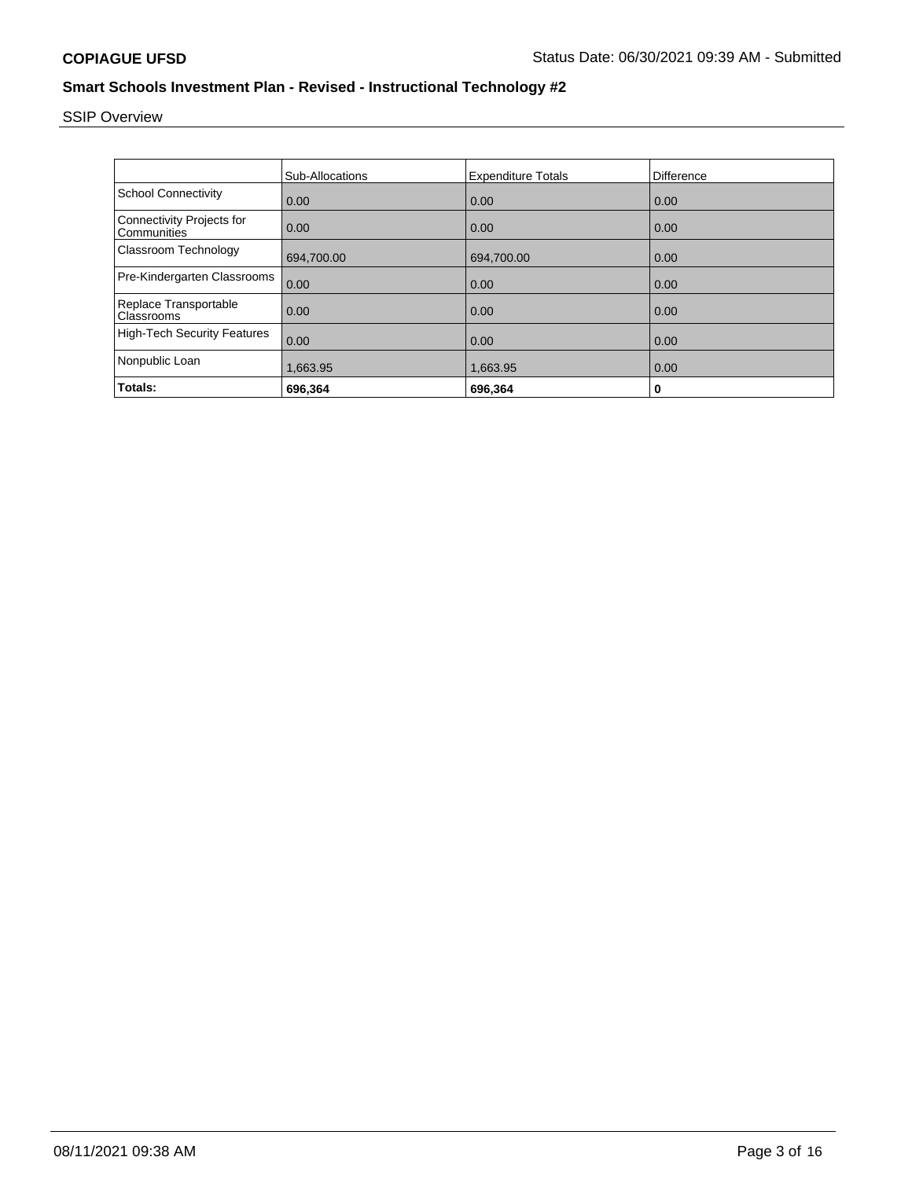**COPIAGUE UFSD** Status Date: 06/30/2021 09:39 AM - Submitted

## Smart Schools Investment Plan - Revised - Instructional Technology #2

SSIP Overview

| | Sub-Allocations | Expenditure Totals | Difference |
|---|---|---|---|
| School Connectivity | 0.00 | 0.00 | 0.00 |
| Connectivity Projects for Communities | 0.00 | 0.00 | 0.00 |
| Classroom Technology | 694,700.00 | 694,700.00 | 0.00 |
| Pre-Kindergarten Classrooms | 0.00 | 0.00 | 0.00 |
| Replace Transportable Classrooms | 0.00 | 0.00 | 0.00 |
| High-Tech Security Features | 0.00 | 0.00 | 0.00 |
| Nonpublic Loan | 1,663.95 | 1,663.95 | 0.00 |
| **Totals:** | **696,364** | **696,364** | **0** |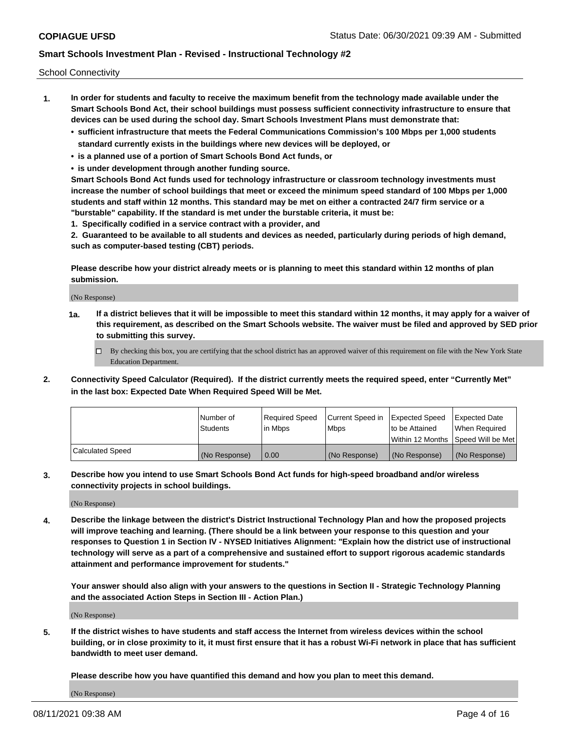School Connectivity

1. **In order for students and faculty to receive the maximum benefit from the technology made available under the Smart Schools Bond Act, their school buildings must possess sufficient connectivity infrastructure to ensure that devices can be used during the school day. Smart Schools Investment Plans must demonstrate that:**
   - **sufficient infrastructure that meets the Federal Communications Commission's 100 Mbps per 1,000 students standard currently exists in the buildings where new devices will be deployed, or**
   - **is a planned use of a portion of Smart Schools Bond Act funds, or**
   - **is under development through another funding source.**

   **Smart Schools Bond Act funds used for technology infrastructure or classroom technology investments must increase the number of school buildings that meet or exceed the minimum speed standard of 100 Mbps per 1,000 students and staff within 12 months. This standard may be met on either a contracted 24/7 firm service or a "burstable" capability. If the standard is met under the burstable criteria, it must be:**

   **1. Specifically codified in a service contract with a provider, and**

   **2. Guaranteed to be available to all students and devices as needed, particularly during periods of high demand, such as computer-based testing (CBT) periods.**

   **Please describe how your district already meets or is planning to meet this standard within 12 months of plan submission.**

   (No Response)

   **1a. If a district believes that it will be impossible to meet this standard within 12 months, it may apply for a waiver of this requirement, as described on the Smart Schools website. The waiver must be filed and approved by SED prior to submitting this survey.**

   ☐ By checking this box, you are certifying that the school district has an approved waiver of this requirement on file with the New York State Education Department.

2. **Connectivity Speed Calculator (Required). If the district currently meets the required speed, enter "Currently Met" in the last box: Expected Date When Required Speed Will be Met.**

| | Number of Students | Required Speed in Mbps | Current Speed in Mbps | Expected Speed to be Attained Within 12 Months | Expected Date When Required Speed Will be Met |
|---|---|---|---|---|---|
| Calculated Speed | (No Response) | 0.00 | (No Response) | (No Response) | (No Response) |

3. **Describe how you intend to use Smart Schools Bond Act funds for high-speed broadband and/or wireless connectivity projects in school buildings.**

   (No Response)

4. **Describe the linkage between the district's District Instructional Technology Plan and how the proposed projects will improve teaching and learning. (There should be a link between your response to this question and your responses to Question 1 in Section IV - NYSED Initiatives Alignment: "Explain how the district use of instructional technology will serve as a part of a comprehensive and sustained effort to support rigorous academic standards attainment and performance improvement for students."**

   **Your answer should also align with your answers to the questions in Section II - Strategic Technology Planning and the associated Action Steps in Section III - Action Plan.)**

   (No Response)

5. **If the district wishes to have students and staff access the Internet from wireless devices within the school building, or in close proximity to it, it must first ensure that it has a robust Wi-Fi network in place that has sufficient bandwidth to meet user demand.**

   **Please describe how you have quantified this demand and how you plan to meet this demand.**

   (No Response)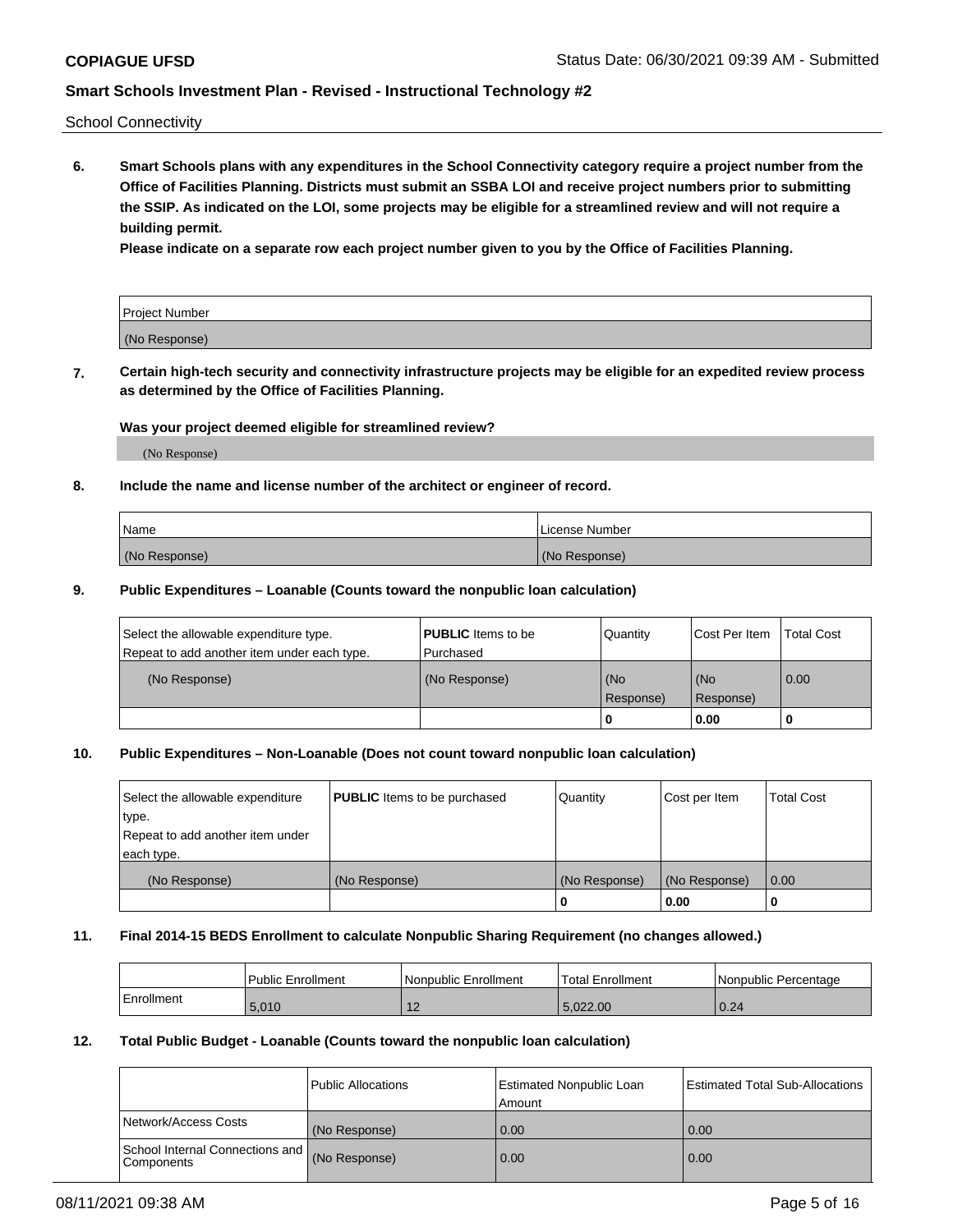School Connectivity

**6. Smart Schools plans with any expenditures in the School Connectivity category require a project number from the Office of Facilities Planning. Districts must submit an SSBA LOI and receive project numbers prior to submitting the SSIP. As indicated on the LOI, some projects may be eligible for a streamlined review and will not require a building permit.**

**Please indicate on a separate row each project number given to you by the Office of Facilities Planning.**

| Project Number |
|---|
| (No Response) |

**7. Certain high-tech security and connectivity infrastructure projects may be eligible for an expedited review process as determined by the Office of Facilities Planning.**

**Was your project deemed eligible for streamlined review?**

(No Response)

**8. Include the name and license number of the architect or engineer of record.**

| Name | License Number |
|---|---|
| (No Response) | (No Response) |

**9. Public Expenditures – Loanable (Counts toward the nonpublic loan calculation)**

| Select the allowable expenditure type. Repeat to add another item under each type. | **PUBLIC** Items to be Purchased | Quantity | Cost Per Item | Total Cost |
|---|---|---|---|---|
| (No Response) | (No Response) | (No Response) | (No Response) | 0.00 |
| | | 0 | 0.00 | 0 |

**10. Public Expenditures – Non-Loanable (Does not count toward nonpublic loan calculation)**

| Select the allowable expenditure type. Repeat to add another item under each type. | **PUBLIC** Items to be purchased | Quantity | Cost per Item | Total Cost |
|---|---|---|---|---|
| (No Response) | (No Response) | (No Response) | (No Response) | 0.00 |
| | | 0 | 0.00 | 0 |

**11. Final 2014-15 BEDS Enrollment to calculate Nonpublic Sharing Requirement (no changes allowed.)**

| | Public Enrollment | Nonpublic Enrollment | Total Enrollment | Nonpublic Percentage |
|---|---|---|---|---|
| Enrollment | 5,010 | 12 | 5,022.00 | 0.24 |

**12. Total Public Budget - Loanable (Counts toward the nonpublic loan calculation)**

| | Public Allocations | Estimated Nonpublic Loan Amount | Estimated Total Sub-Allocations |
|---|---|---|---|
| Network/Access Costs | (No Response) | 0.00 | 0.00 |
| School Internal Connections and Components | (No Response) | 0.00 | 0.00 |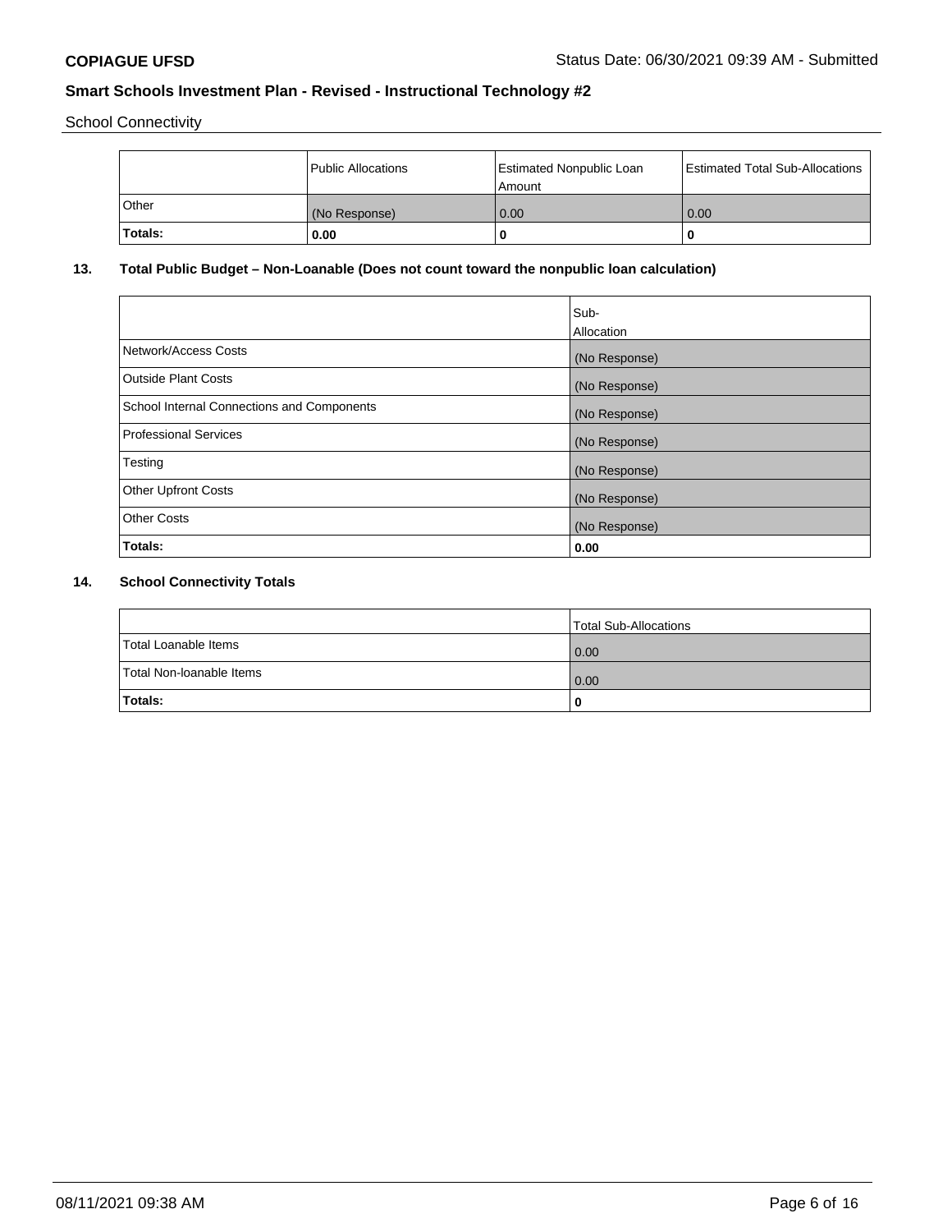**COPIAGUE UFSD** Status Date: 06/30/2021 09:39 AM - Submitted

## Smart Schools Investment Plan - Revised - Instructional Technology #2

School Connectivity

| | Public Allocations | Estimated Nonpublic Loan Amount | Estimated Total Sub-Allocations |
|---|---|---|---|
| Other | (No Response) | 0.00 | 0.00 |
| **Totals:** | **0.00** | **0** | **0** |

### 13. Total Public Budget – Non-Loanable (Does not count toward the nonpublic loan calculation)

| | Sub-Allocation |
|---|---|
| Network/Access Costs | (No Response) |
| Outside Plant Costs | (No Response) |
| School Internal Connections and Components | (No Response) |
| Professional Services | (No Response) |
| Testing | (No Response) |
| Other Upfront Costs | (No Response) |
| Other Costs | (No Response) |
| **Totals:** | **0.00** |

### 14. School Connectivity Totals

| | Total Sub-Allocations |
|---|---|
| Total Loanable Items | 0.00 |
| Total Non-loanable Items | 0.00 |
| **Totals:** | **0** |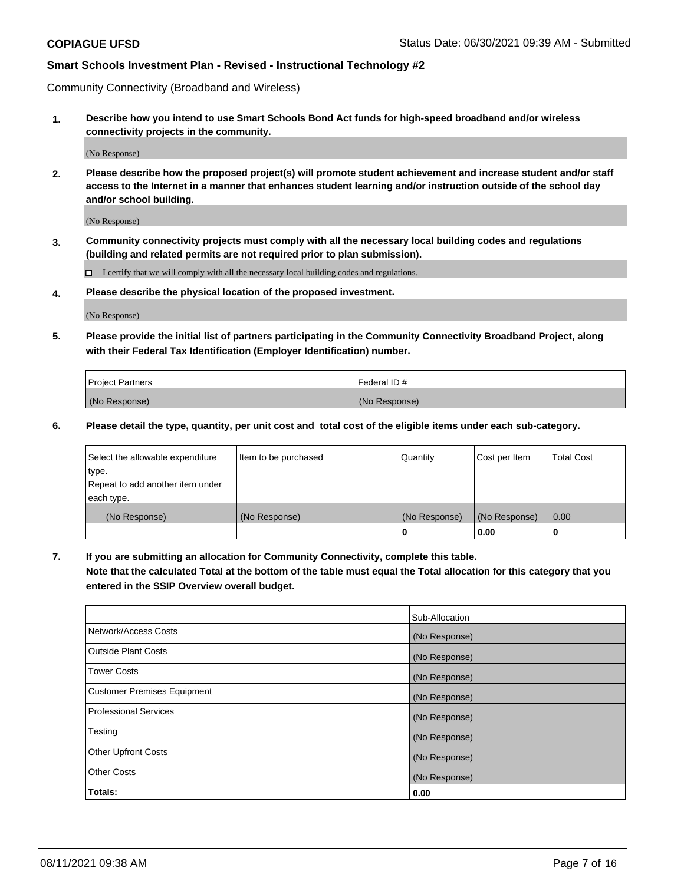Community Connectivity (Broadband and Wireless)

**1. Describe how you intend to use Smart Schools Bond Act funds for high-speed broadband and/or wireless connectivity projects in the community.**

(No Response)

**2. Please describe how the proposed project(s) will promote student achievement and increase student and/or staff access to the Internet in a manner that enhances student learning and/or instruction outside of the school day and/or school building.**

(No Response)

**3. Community connectivity projects must comply with all the necessary local building codes and regulations (building and related permits are not required prior to plan submission).**

☐ I certify that we will comply with all the necessary local building codes and regulations.

**4. Please describe the physical location of the proposed investment.**

(No Response)

**5. Please provide the initial list of partners participating in the Community Connectivity Broadband Project, along with their Federal Tax Identification (Employer Identification) number.**

| Project Partners | Federal ID # |
| --- | --- |
| (No Response) | (No Response) |

**6. Please detail the type, quantity, per unit cost and total cost of the eligible items under each sub-category.**

| Select the allowable expenditure type. Repeat to add another item under each type. | Item to be purchased | Quantity | Cost per Item | Total Cost |
| --- | --- | --- | --- | --- |
| (No Response) | (No Response) | (No Response) | (No Response) | 0.00 |
| | | 0 | 0.00 | 0 |

**7. If you are submitting an allocation for Community Connectivity, complete this table. Note that the calculated Total at the bottom of the table must equal the Total allocation for this category that you entered in the SSIP Overview overall budget.**

| | Sub-Allocation |
| --- | --- |
| Network/Access Costs | (No Response) |
| Outside Plant Costs | (No Response) |
| Tower Costs | (No Response) |
| Customer Premises Equipment | (No Response) |
| Professional Services | (No Response) |
| Testing | (No Response) |
| Other Upfront Costs | (No Response) |
| Other Costs | (No Response) |
| **Totals:** | **0.00** |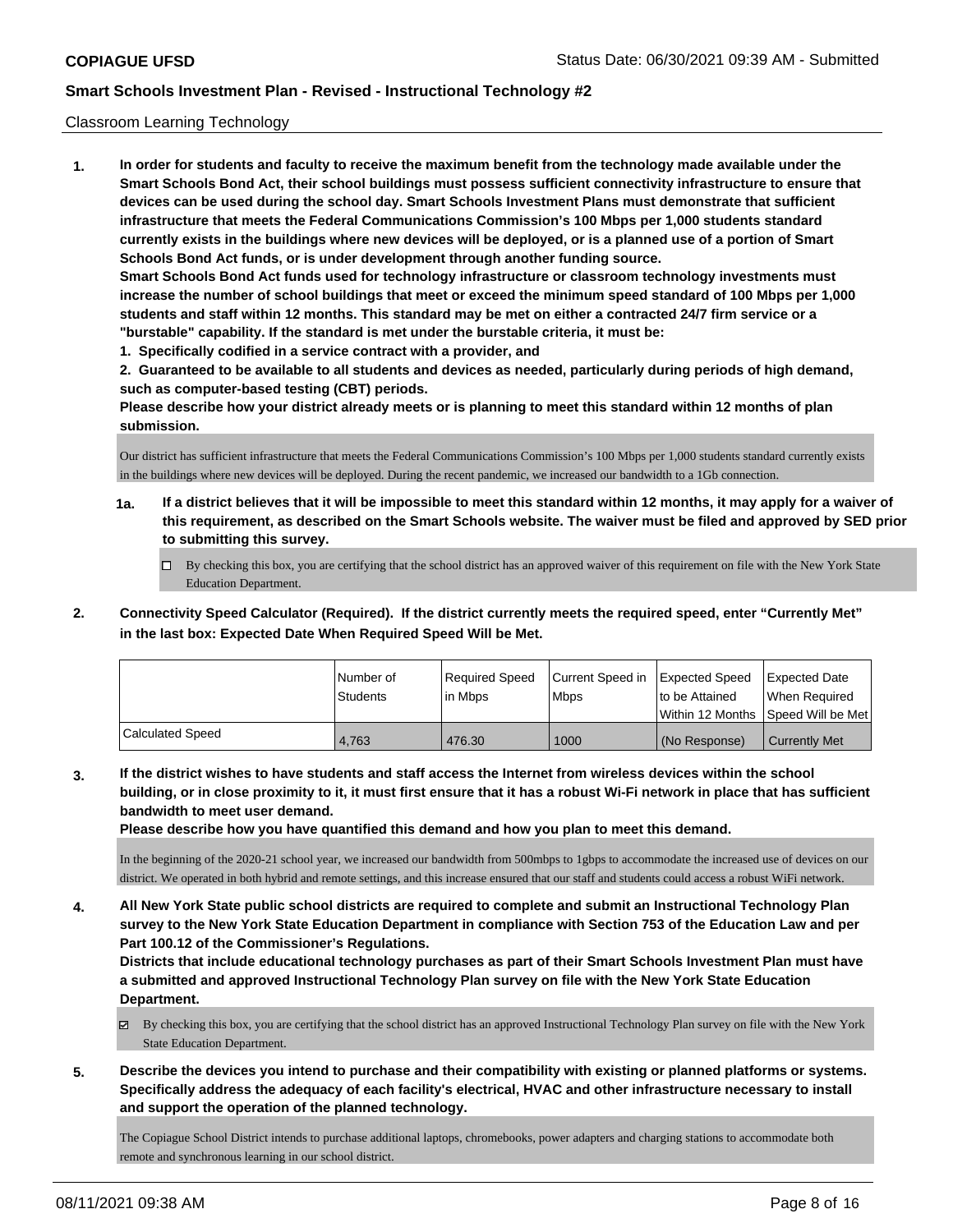Classroom Learning Technology

**1. In order for students and faculty to receive the maximum benefit from the technology made available under the Smart Schools Bond Act, their school buildings must possess sufficient connectivity infrastructure to ensure that devices can be used during the school day. Smart Schools Investment Plans must demonstrate that sufficient infrastructure that meets the Federal Communications Commission's 100 Mbps per 1,000 students standard currently exists in the buildings where new devices will be deployed, or is a planned use of a portion of Smart Schools Bond Act funds, or is under development through another funding source.**

**Smart Schools Bond Act funds used for technology infrastructure or classroom technology investments must increase the number of school buildings that meet or exceed the minimum speed standard of 100 Mbps per 1,000 students and staff within 12 months. This standard may be met on either a contracted 24/7 firm service or a "burstable" capability. If the standard is met under the burstable criteria, it must be:**

**1. Specifically codified in a service contract with a provider, and**

**2. Guaranteed to be available to all students and devices as needed, particularly during periods of high demand, such as computer-based testing (CBT) periods.**

**Please describe how your district already meets or is planning to meet this standard within 12 months of plan submission.**

Our district has sufficient infrastructure that meets the Federal Communications Commission's 100 Mbps per 1,000 students standard currently exists in the buildings where new devices will be deployed. During the recent pandemic, we increased our bandwidth to a 1Gb connection.

**1a. If a district believes that it will be impossible to meet this standard within 12 months, it may apply for a waiver of this requirement, as described on the Smart Schools website. The waiver must be filed and approved by SED prior to submitting this survey.**

☐ By checking this box, you are certifying that the school district has an approved waiver of this requirement on file with the New York State Education Department.

**2. Connectivity Speed Calculator (Required). If the district currently meets the required speed, enter "Currently Met" in the last box: Expected Date When Required Speed Will be Met.**

| | Number of Students | Required Speed in Mbps | Current Speed in Mbps | Expected Speed to be Attained Within 12 Months | Expected Date When Required Speed Will be Met |
|---|---|---|---|---|---|
| Calculated Speed | 4,763 | 476.30 | 1000 | (No Response) | Currently Met |

**3. If the district wishes to have students and staff access the Internet from wireless devices within the school building, or in close proximity to it, it must first ensure that it has a robust Wi-Fi network in place that has sufficient bandwidth to meet user demand.**

**Please describe how you have quantified this demand and how you plan to meet this demand.**

In the beginning of the 2020-21 school year, we increased our bandwidth from 500mbps to 1gbps to accommodate the increased use of devices on our district. We operated in both hybrid and remote settings, and this increase ensured that our staff and students could access a robust WiFi network.

**4. All New York State public school districts are required to complete and submit an Instructional Technology Plan survey to the New York State Education Department in compliance with Section 753 of the Education Law and per Part 100.12 of the Commissioner's Regulations.**

**Districts that include educational technology purchases as part of their Smart Schools Investment Plan must have a submitted and approved Instructional Technology Plan survey on file with the New York State Education Department.**

☑ By checking this box, you are certifying that the school district has an approved Instructional Technology Plan survey on file with the New York State Education Department.

**5. Describe the devices you intend to purchase and their compatibility with existing or planned platforms or systems. Specifically address the adequacy of each facility's electrical, HVAC and other infrastructure necessary to install and support the operation of the planned technology.**

The Copiague School District intends to purchase additional laptops, chromebooks, power adapters and charging stations to accommodate both remote and synchronous learning in our school district.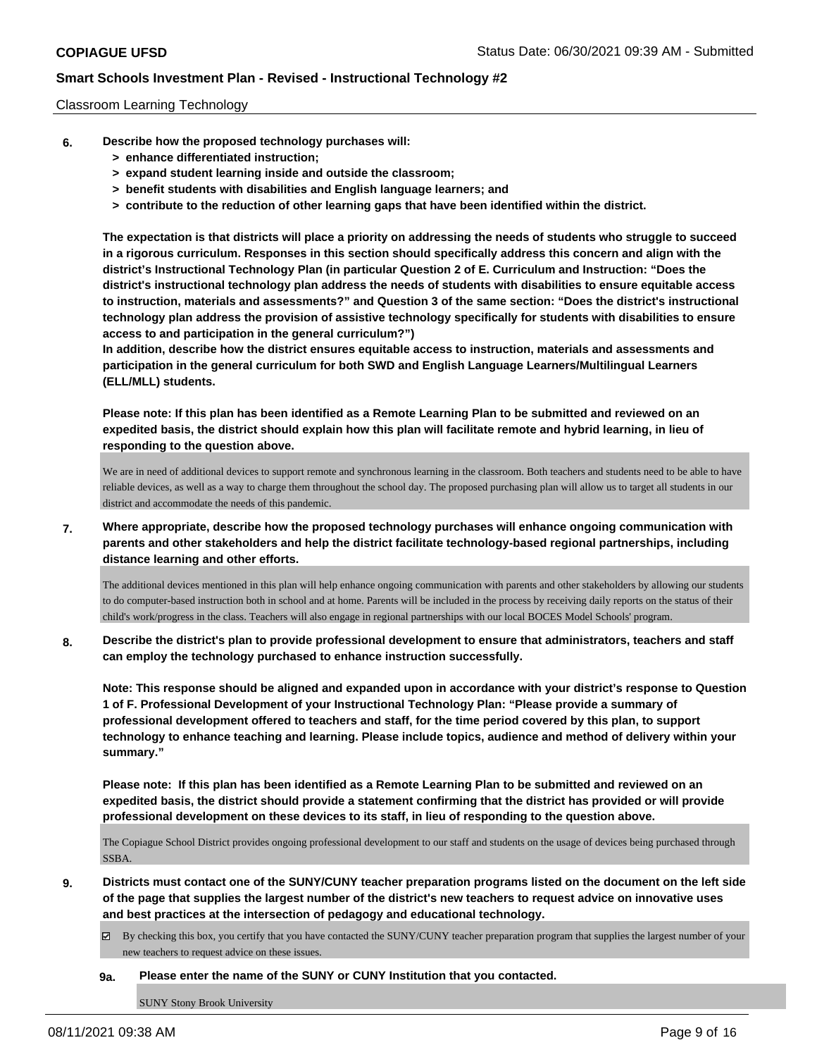Classroom Learning Technology

**6. Describe how the proposed technology purchases will:**
  - **> enhance differentiated instruction;**
  - **> expand student learning inside and outside the classroom;**
  - **> benefit students with disabilities and English language learners; and**
  - **> contribute to the reduction of other learning gaps that have been identified within the district.**

**The expectation is that districts will place a priority on addressing the needs of students who struggle to succeed in a rigorous curriculum. Responses in this section should specifically address this concern and align with the district's Instructional Technology Plan (in particular Question 2 of E. Curriculum and Instruction: "Does the district's instructional technology plan address the needs of students with disabilities to ensure equitable access to instruction, materials and assessments?" and Question 3 of the same section: "Does the district's instructional technology plan address the provision of assistive technology specifically for students with disabilities to ensure access to and participation in the general curriculum?")**
**In addition, describe how the district ensures equitable access to instruction, materials and assessments and participation in the general curriculum for both SWD and English Language Learners/Multilingual Learners (ELL/MLL) students.**

**Please note: If this plan has been identified as a Remote Learning Plan to be submitted and reviewed on an expedited basis, the district should explain how this plan will facilitate remote and hybrid learning, in lieu of responding to the question above.**

We are in need of additional devices to support remote and synchronous learning in the classroom. Both teachers and students need to be able to have reliable devices, as well as a way to charge them throughout the school day. The proposed purchasing plan will allow us to target all students in our district and accommodate the needs of this pandemic.

**7. Where appropriate, describe how the proposed technology purchases will enhance ongoing communication with parents and other stakeholders and help the district facilitate technology-based regional partnerships, including distance learning and other efforts.**

The additional devices mentioned in this plan will help enhance ongoing communication with parents and other stakeholders by allowing our students to do computer-based instruction both in school and at home. Parents will be included in the process by receiving daily reports on the status of their child's work/progress in the class. Teachers will also engage in regional partnerships with our local BOCES Model Schools' program.

**8. Describe the district's plan to provide professional development to ensure that administrators, teachers and staff can employ the technology purchased to enhance instruction successfully.**

**Note: This response should be aligned and expanded upon in accordance with your district's response to Question 1 of F. Professional Development of your Instructional Technology Plan: "Please provide a summary of professional development offered to teachers and staff, for the time period covered by this plan, to support technology to enhance teaching and learning. Please include topics, audience and method of delivery within your summary."**

**Please note: If this plan has been identified as a Remote Learning Plan to be submitted and reviewed on an expedited basis, the district should provide a statement confirming that the district has provided or will provide professional development on these devices to its staff, in lieu of responding to the question above.**

The Copiague School District provides ongoing professional development to our staff and students on the usage of devices being purchased through SSBA.

**9. Districts must contact one of the SUNY/CUNY teacher preparation programs listed on the document on the left side of the page that supplies the largest number of the district's new teachers to request advice on innovative uses and best practices at the intersection of pedagogy and educational technology.**

☑ By checking this box, you certify that you have contacted the SUNY/CUNY teacher preparation program that supplies the largest number of your new teachers to request advice on these issues.

**9a. Please enter the name of the SUNY or CUNY Institution that you contacted.**

SUNY Stony Brook University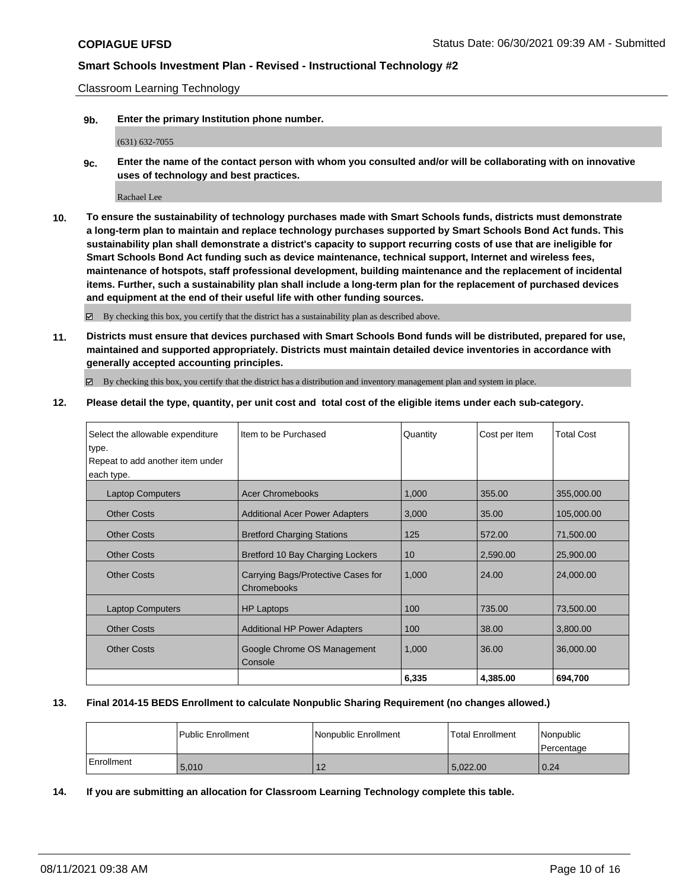Classroom Learning Technology

**9b.** **Enter the primary Institution phone number.**

(631) 632-7055

**9c.** **Enter the name of the contact person with whom you consulted and/or will be collaborating with on innovative uses of technology and best practices.**

Rachael Lee

**10.** **To ensure the sustainability of technology purchases made with Smart Schools funds, districts must demonstrate a long-term plan to maintain and replace technology purchases supported by Smart Schools Bond Act funds. This sustainability plan shall demonstrate a district's capacity to support recurring costs of use that are ineligible for Smart Schools Bond Act funding such as device maintenance, technical support, Internet and wireless fees, maintenance of hotspots, staff professional development, building maintenance and the replacement of incidental items. Further, such a sustainability plan shall include a long-term plan for the replacement of purchased devices and equipment at the end of their useful life with other funding sources.**

☑ By checking this box, you certify that the district has a sustainability plan as described above.

**11.** **Districts must ensure that devices purchased with Smart Schools Bond funds will be distributed, prepared for use, maintained and supported appropriately. Districts must maintain detailed device inventories in accordance with generally accepted accounting principles.**

☑ By checking this box, you certify that the district has a distribution and inventory management plan and system in place.

**12.** **Please detail the type, quantity, per unit cost and total cost of the eligible items under each sub-category.**

| Select the allowable expenditure type. Repeat to add another item under each type. | Item to be Purchased | Quantity | Cost per Item | Total Cost |
|---|---|---|---|---|
| Laptop Computers | Acer Chromebooks | 1,000 | 355.00 | 355,000.00 |
| Other Costs | Additional Acer Power Adapters | 3,000 | 35.00 | 105,000.00 |
| Other Costs | Bretford Charging Stations | 125 | 572.00 | 71,500.00 |
| Other Costs | Bretford 10 Bay Charging Lockers | 10 | 2,590.00 | 25,900.00 |
| Other Costs | Carrying Bags/Protective Cases for Chromebooks | 1,000 | 24.00 | 24,000.00 |
| Laptop Computers | HP Laptops | 100 | 735.00 | 73,500.00 |
| Other Costs | Additional HP Power Adapters | 100 | 38.00 | 3,800.00 |
| Other Costs | Google Chrome OS Management Console | 1,000 | 36.00 | 36,000.00 |
| | | **6,335** | **4,385.00** | **694,700** |

**13.** **Final 2014-15 BEDS Enrollment to calculate Nonpublic Sharing Requirement (no changes allowed.)**

| | Public Enrollment | Nonpublic Enrollment | Total Enrollment | Nonpublic Percentage |
|---|---|---|---|---|
| Enrollment | 5,010 | 12 | 5,022.00 | 0.24 |

**14.** **If you are submitting an allocation for Classroom Learning Technology complete this table.**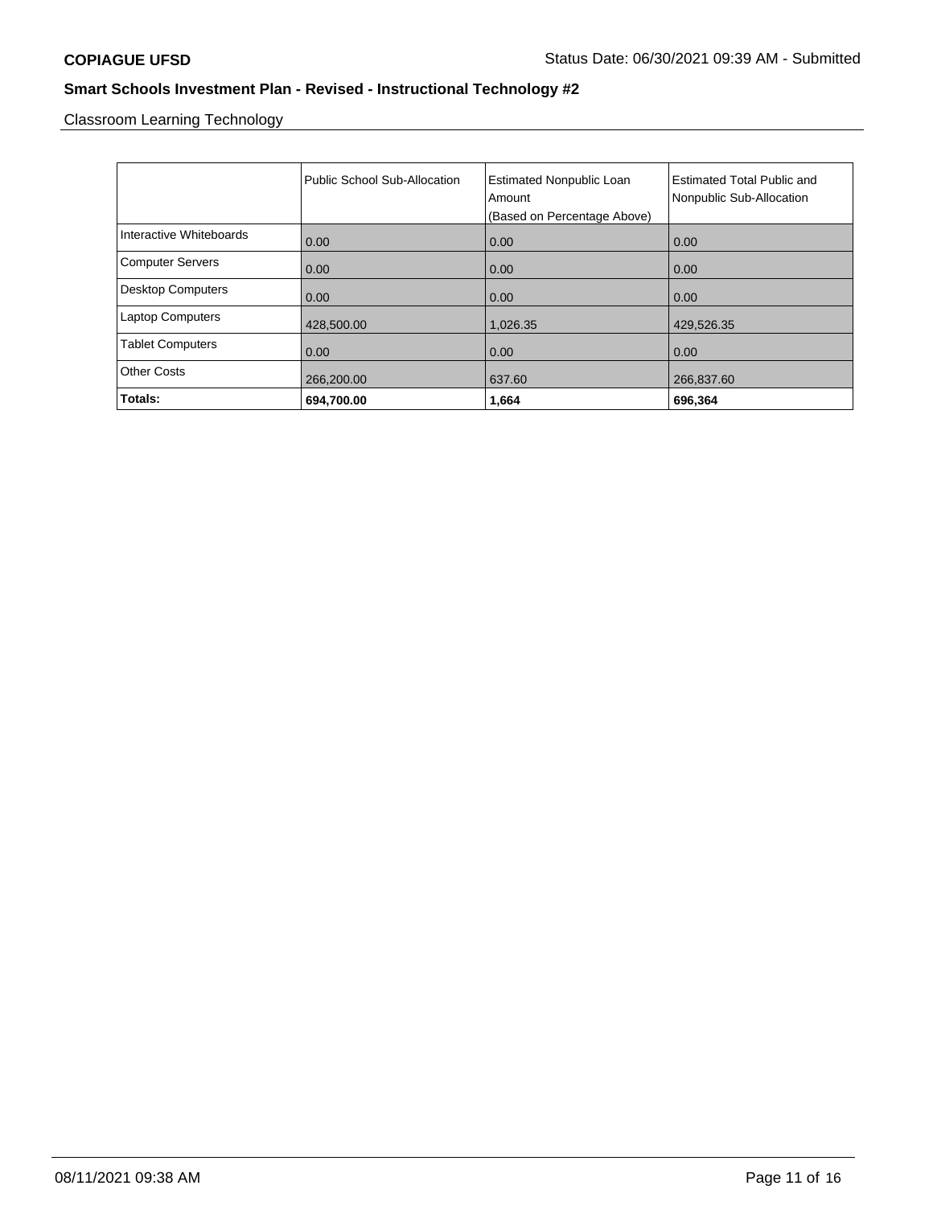**COPIAGUE UFSD** Status Date: 06/30/2021 09:39 AM - Submitted

## Smart Schools Investment Plan - Revised - Instructional Technology #2

Classroom Learning Technology

| | Public School Sub-Allocation | Estimated Nonpublic Loan Amount (Based on Percentage Above) | Estimated Total Public and Nonpublic Sub-Allocation |
|---|---|---|---|
| Interactive Whiteboards | 0.00 | 0.00 | 0.00 |
| Computer Servers | 0.00 | 0.00 | 0.00 |
| Desktop Computers | 0.00 | 0.00 | 0.00 |
| Laptop Computers | 428,500.00 | 1,026.35 | 429,526.35 |
| Tablet Computers | 0.00 | 0.00 | 0.00 |
| Other Costs | 266,200.00 | 637.60 | 266,837.60 |
| **Totals:** | **694,700.00** | **1,664** | **696,364** |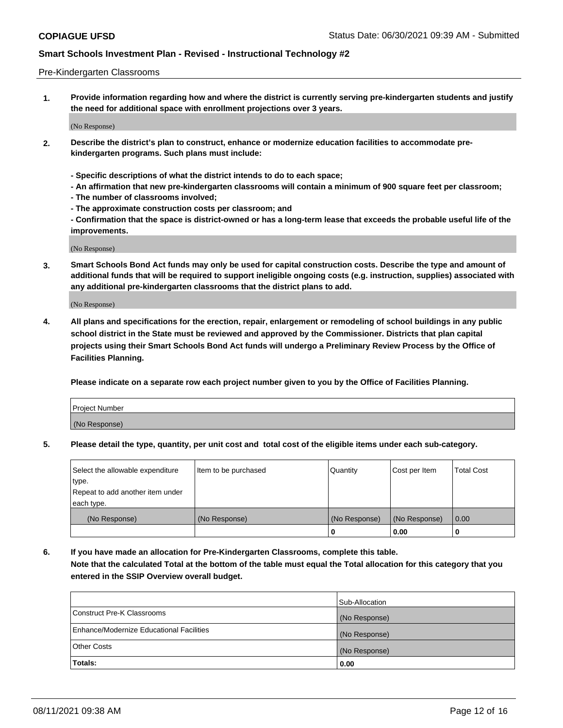Pre-Kindergarten Classrooms

**1. Provide information regarding how and where the district is currently serving pre-kindergarten students and justify the need for additional space with enrollment projections over 3 years.**

(No Response)

**2. Describe the district's plan to construct, enhance or modernize education facilities to accommodate pre-kindergarten programs. Such plans must include:**

**- Specific descriptions of what the district intends to do to each space;**
**- An affirmation that new pre-kindergarten classrooms will contain a minimum of 900 square feet per classroom;**
**- The number of classrooms involved;**
**- The approximate construction costs per classroom; and**
**- Confirmation that the space is district-owned or has a long-term lease that exceeds the probable useful life of the improvements.**

(No Response)

**3. Smart Schools Bond Act funds may only be used for capital construction costs. Describe the type and amount of additional funds that will be required to support ineligible ongoing costs (e.g. instruction, supplies) associated with any additional pre-kindergarten classrooms that the district plans to add.**

(No Response)

**4. All plans and specifications for the erection, repair, enlargement or remodeling of school buildings in any public school district in the State must be reviewed and approved by the Commissioner. Districts that plan capital projects using their Smart Schools Bond Act funds will undergo a Preliminary Review Process by the Office of Facilities Planning.**

**Please indicate on a separate row each project number given to you by the Office of Facilities Planning.**

| Project Number |
|---|
| (No Response) |

**5. Please detail the type, quantity, per unit cost and total cost of the eligible items under each sub-category.**

| Select the allowable expenditure type. Repeat to add another item under each type. | Item to be purchased | Quantity | Cost per Item | Total Cost |
|---|---|---|---|---|
| (No Response) | (No Response) | (No Response) | (No Response) | 0.00 |
| | | 0 | 0.00 | 0 |

**6. If you have made an allocation for Pre-Kindergarten Classrooms, complete this table. Note that the calculated Total at the bottom of the table must equal the Total allocation for this category that you entered in the SSIP Overview overall budget.**

| | Sub-Allocation |
|---|---|
| Construct Pre-K Classrooms | (No Response) |
| Enhance/Modernize Educational Facilities | (No Response) |
| Other Costs | (No Response) |
| **Totals:** | **0.00** |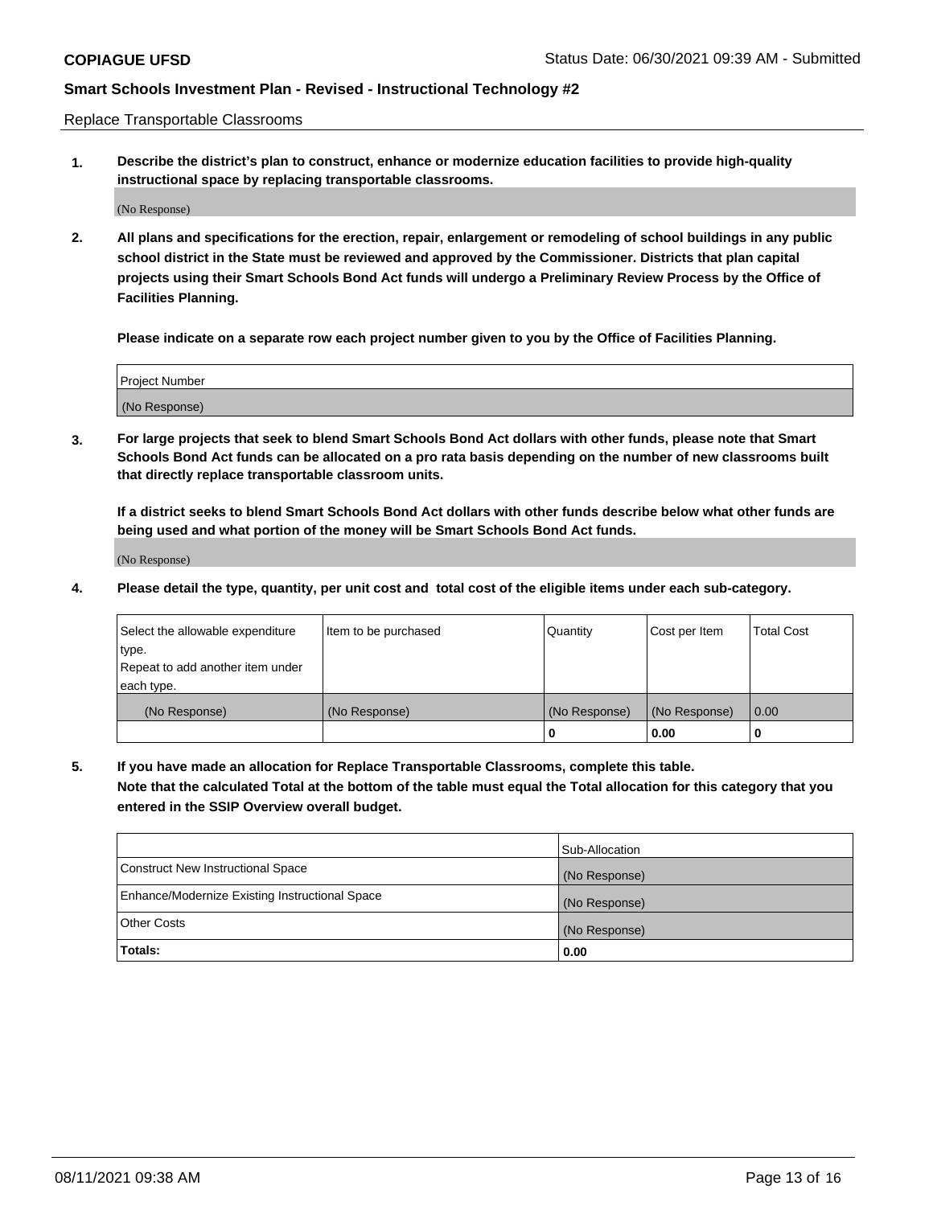Replace Transportable Classrooms

**1. Describe the district's plan to construct, enhance or modernize education facilities to provide high-quality instructional space by replacing transportable classrooms.**

(No Response)

**2. All plans and specifications for the erection, repair, enlargement or remodeling of school buildings in any public school district in the State must be reviewed and approved by the Commissioner. Districts that plan capital projects using their Smart Schools Bond Act funds will undergo a Preliminary Review Process by the Office of Facilities Planning.**

**Please indicate on a separate row each project number given to you by the Office of Facilities Planning.**

| Project Number |
|---|
| (No Response) |

**3. For large projects that seek to blend Smart Schools Bond Act dollars with other funds, please note that Smart Schools Bond Act funds can be allocated on a pro rata basis depending on the number of new classrooms built that directly replace transportable classroom units.**

**If a district seeks to blend Smart Schools Bond Act dollars with other funds describe below what other funds are being used and what portion of the money will be Smart Schools Bond Act funds.**

(No Response)

**4. Please detail the type, quantity, per unit cost and total cost of the eligible items under each sub-category.**

| Select the allowable expenditure type. Repeat to add another item under each type. | Item to be purchased | Quantity | Cost per Item | Total Cost |
|---|---|---|---|---|
| (No Response) | (No Response) | (No Response) | (No Response) | 0.00 |
| | | 0 | 0.00 | 0 |

**5. If you have made an allocation for Replace Transportable Classrooms, complete this table. Note that the calculated Total at the bottom of the table must equal the Total allocation for this category that you entered in the SSIP Overview overall budget.**

| | Sub-Allocation |
|---|---|
| Construct New Instructional Space | (No Response) |
| Enhance/Modernize Existing Instructional Space | (No Response) |
| Other Costs | (No Response) |
| **Totals:** | **0.00** |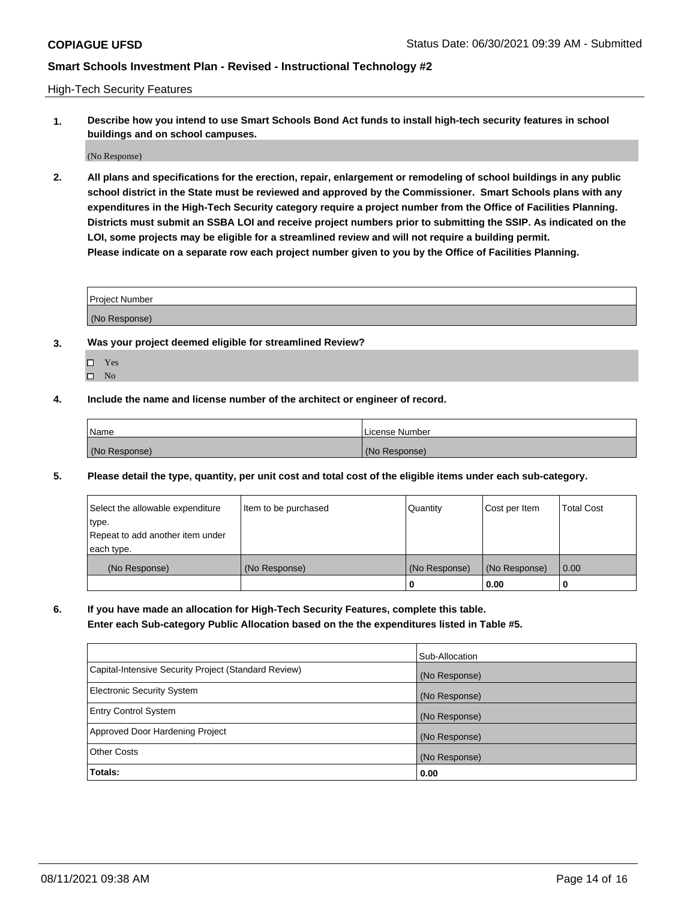**COPIAGUE UFSD** Status Date: 06/30/2021 09:39 AM - Submitted

## Smart Schools Investment Plan - Revised - Instructional Technology #2

High-Tech Security Features

**1. Describe how you intend to use Smart Schools Bond Act funds to install high-tech security features in school buildings and on school campuses.**

(No Response)

**2. All plans and specifications for the erection, repair, enlargement or remodeling of school buildings in any public school district in the State must be reviewed and approved by the Commissioner. Smart Schools plans with any expenditures in the High-Tech Security category require a project number from the Office of Facilities Planning. Districts must submit an SSBA LOI and receive project numbers prior to submitting the SSIP. As indicated on the LOI, some projects may be eligible for a streamlined review and will not require a building permit. Please indicate on a separate row each project number given to you by the Office of Facilities Planning.**

| Project Number |
|---|
| (No Response) |

**3. Was your project deemed eligible for streamlined Review?**

- ☐ Yes
- ☐ No

**4. Include the name and license number of the architect or engineer of record.**

| Name | License Number |
|---|---|
| (No Response) | (No Response) |

**5. Please detail the type, quantity, per unit cost and total cost of the eligible items under each sub-category.**

| Select the allowable expenditure type. Repeat to add another item under each type. | Item to be purchased | Quantity | Cost per Item | Total Cost |
|---|---|---|---|---|
| (No Response) | (No Response) | (No Response) | (No Response) | 0.00 |
| | | 0 | 0.00 | 0 |

**6. If you have made an allocation for High-Tech Security Features, complete this table. Enter each Sub-category Public Allocation based on the the expenditures listed in Table #5.**

| | Sub-Allocation |
|---|---|
| Capital-Intensive Security Project (Standard Review) | (No Response) |
| Electronic Security System | (No Response) |
| Entry Control System | (No Response) |
| Approved Door Hardening Project | (No Response) |
| Other Costs | (No Response) |
| **Totals:** | **0.00** |

08/11/2021 09:38 AM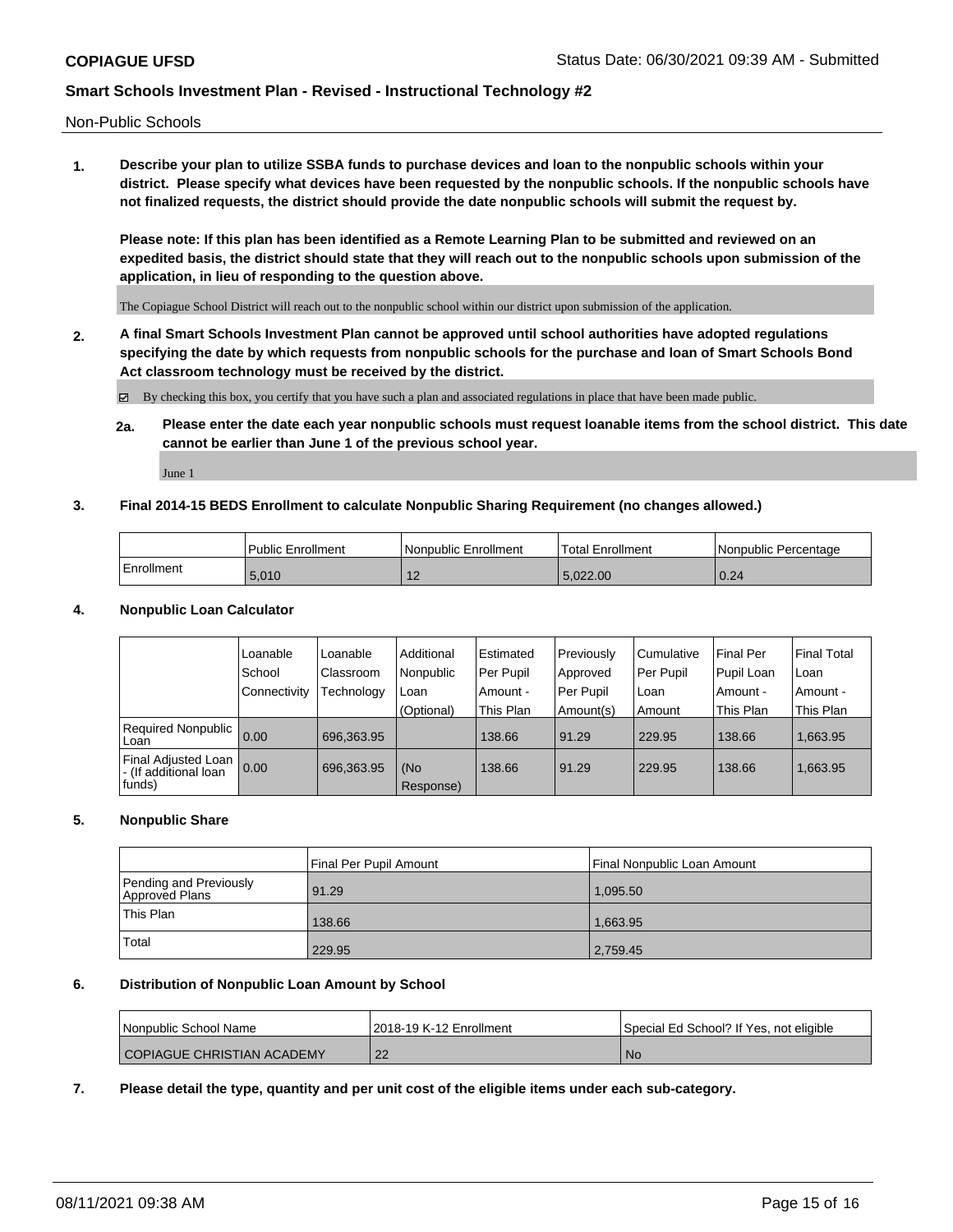Non-Public Schools

**1. Describe your plan to utilize SSBA funds to purchase devices and loan to the nonpublic schools within your district. Please specify what devices have been requested by the nonpublic schools. If the nonpublic schools have not finalized requests, the district should provide the date nonpublic schools will submit the request by.**

**Please note: If this plan has been identified as a Remote Learning Plan to be submitted and reviewed on an expedited basis, the district should state that they will reach out to the nonpublic schools upon submission of the application, in lieu of responding to the question above.**

The Copiague School District will reach out to the nonpublic school within our district upon submission of the application.

**2. A final Smart Schools Investment Plan cannot be approved until school authorities have adopted regulations specifying the date by which requests from nonpublic schools for the purchase and loan of Smart Schools Bond Act classroom technology must be received by the district.**

☑ By checking this box, you certify that you have such a plan and associated regulations in place that have been made public.

**2a. Please enter the date each year nonpublic schools must request loanable items from the school district. This date cannot be earlier than June 1 of the previous school year.**

June 1

**3. Final 2014-15 BEDS Enrollment to calculate Nonpublic Sharing Requirement (no changes allowed.)**

| | Public Enrollment | Nonpublic Enrollment | Total Enrollment | Nonpublic Percentage |
|---|---|---|---|---|
| Enrollment | 5,010 | 12 | 5,022.00 | 0.24 |

**4. Nonpublic Loan Calculator**

| | Loanable School Connectivity | Loanable Classroom Technology | Additional Nonpublic Loan (Optional) | Estimated Per Pupil Amount - This Plan | Previously Approved Per Pupil Amount(s) | Cumulative Per Pupil Loan Amount | Final Per Pupil Loan Amount - This Plan | Final Total Loan Amount - This Plan |
|---|---|---|---|---|---|---|---|---|
| Required Nonpublic Loan | 0.00 | 696,363.95 | | 138.66 | 91.29 | 229.95 | 138.66 | 1,663.95 |
| Final Adjusted Loan - (If additional loan funds) | 0.00 | 696,363.95 | (No Response) | 138.66 | 91.29 | 229.95 | 138.66 | 1,663.95 |

**5. Nonpublic Share**

| | Final Per Pupil Amount | Final Nonpublic Loan Amount |
|---|---|---|
| Pending and Previously Approved Plans | 91.29 | 1,095.50 |
| This Plan | 138.66 | 1,663.95 |
| Total | 229.95 | 2,759.45 |

**6. Distribution of Nonpublic Loan Amount by School**

| Nonpublic School Name | 2018-19 K-12 Enrollment | Special Ed School? If Yes, not eligible |
|---|---|---|
| COPIAGUE CHRISTIAN ACADEMY | 22 | No |

**7. Please detail the type, quantity and per unit cost of the eligible items under each sub-category.**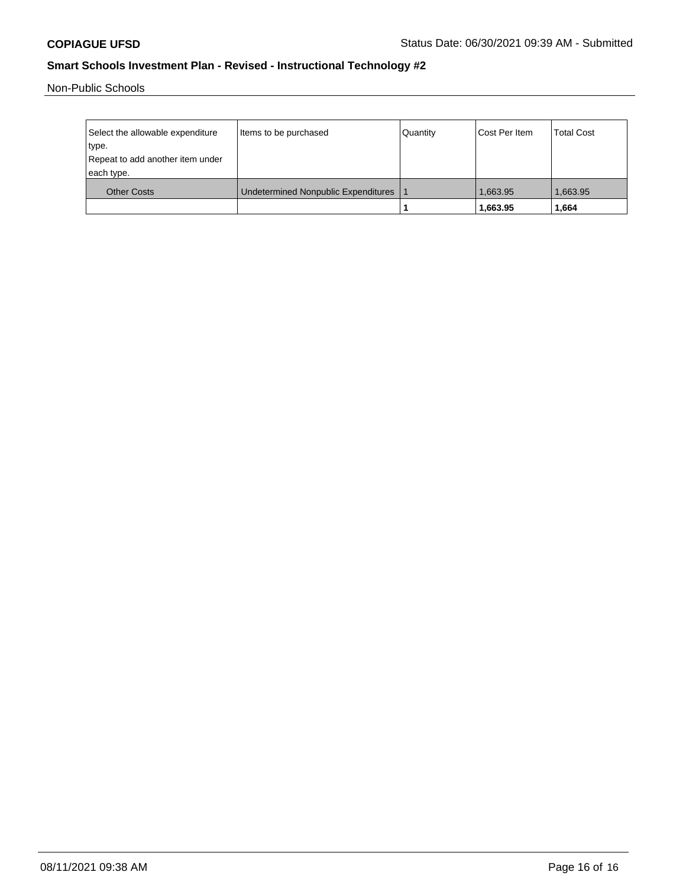**COPIAGUE UFSD** Status Date: 06/30/2021 09:39 AM - Submitted

## Smart Schools Investment Plan - Revised - Instructional Technology #2

Non-Public Schools

| Select the allowable expenditure type. Repeat to add another item under each type. | Items to be purchased | Quantity | Cost Per Item | Total Cost |
|---|---|---|---|---|
| Other Costs | Undetermined Nonpublic Expenditures | 1 | 1,663.95 | 1,663.95 |
| | | **1** | **1,663.95** | **1,664** |